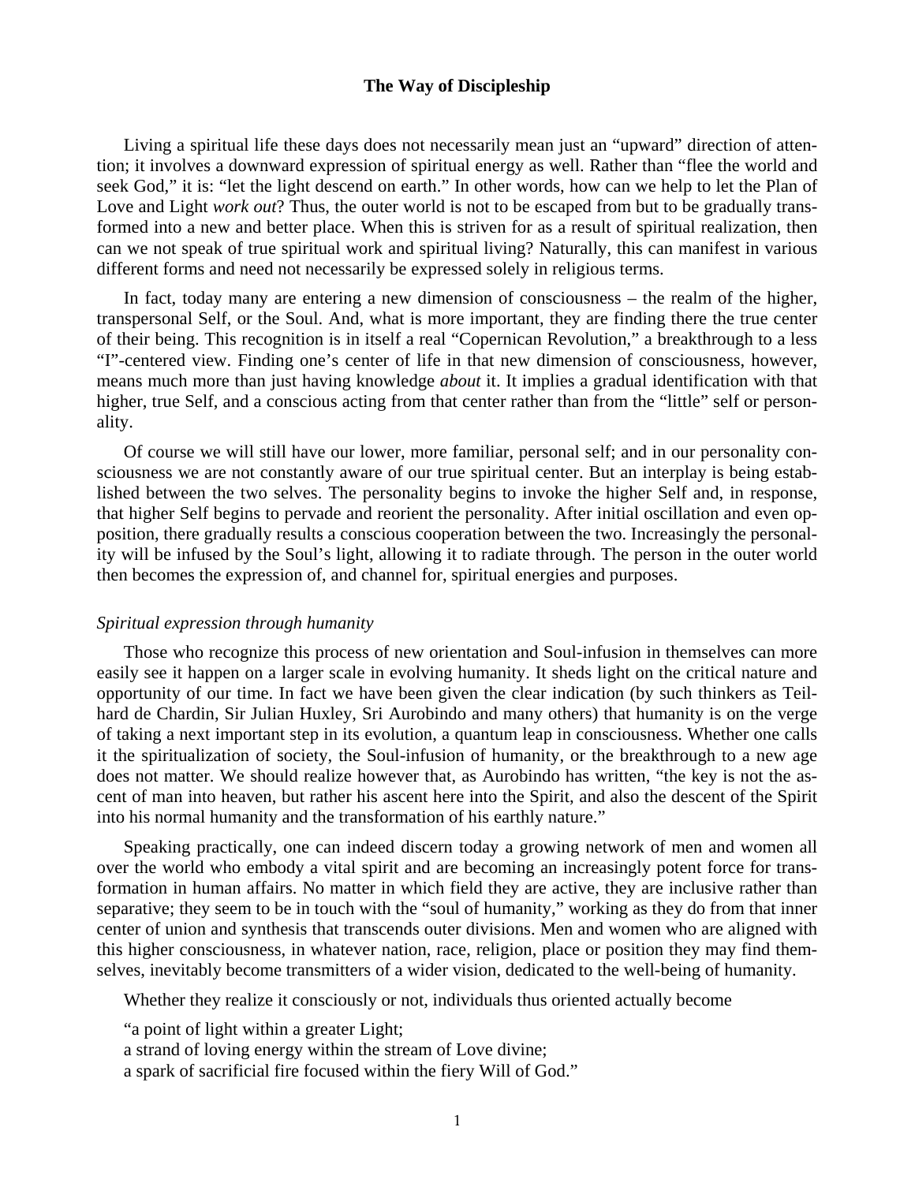# The Way of Discipleship

Living a spiritual life these days does not necessarily mean just an "upward" direction of attention; it involves a downward expression of spiritual energy as well. Rather than "flee the world and seek God," it is: "let the light descend on earth." In other words, how can we help to let the Plan of Love and Light *work out*? Thus, the outer world is not to be escaped from but to be gradually transformed into a new and better place. When this is striven for as a result of spiritual realization, then can we not speak of true spiritual work and spiritual living? Naturally, this can manifest in various different forms and need not necessarily be expressed solely in religious terms.

In fact, today many are entering a new dimension of consciousness – the realm of the higher, transpersonal Self, or the Soul. And, what is more important, they are finding there the true center of their being. This recognition is in itself a real "Copernican Revolution," a breakthrough to a less "I"-centered view. Finding one's center of life in that new dimension of consciousness, however, means much more than just having knowledge *about* it. It implies a gradual identification with that higher, true Self, and a conscious acting from that center rather than from the "little" self or personality.

Of course we will still have our lower, more familiar, personal self; and in our personality consciousness we are not constantly aware of our true spiritual center. But an interplay is being established between the two selves. The personality begins to invoke the higher Self and, in response, that higher Self begins to pervade and reorient the personality. After initial oscillation and even opposition, there gradually results a conscious cooperation between the two. Increasingly the personality will be infused by the Soul's light, allowing it to radiate through. The person in the outer world then becomes the expression of, and channel for, spiritual energies and purposes.

### *Spiritual expression through humanity*

Those who recognize this process of new orientation and Soul-infusion in themselves can more easily see it happen on a larger scale in evolving humanity. It sheds light on the critical nature and opportunity of our time. In fact we have been given the clear indication (by such thinkers as Teilhard de Chardin, Sir Julian Huxley, Sri Aurobindo and many others) that humanity is on the verge of taking a next important step in its evolution, a quantum leap in consciousness. Whether one calls it the spiritualization of society, the Soul-infusion of humanity, or the breakthrough to a new age does not matter. We should realize however that, as Aurobindo has written, "the key is not the ascent of man into heaven, but rather his ascent here into the Spirit, and also the descent of the Spirit into his normal humanity and the transformation of his earthly nature."

Speaking practically, one can indeed discern today a growing network of men and women all over the world who embody a vital spirit and are becoming an increasingly potent force for transformation in human affairs. No matter in which field they are active, they are inclusive rather than separative; they seem to be in touch with the "soul of humanity," working as they do from that inner center of union and synthesis that transcends outer divisions. Men and women who are aligned with this higher consciousness, in whatever nation, race, religion, place or position they may find themselves, inevitably become transmitters of a wider vision, dedicated to the well-being of humanity.

Whether they realize it consciously or not, individuals thus oriented actually become

"a point of light within a greater Light;
a strand of loving energy within the stream of Love divine;
a spark of sacrificial fire focused within the fiery Will of God."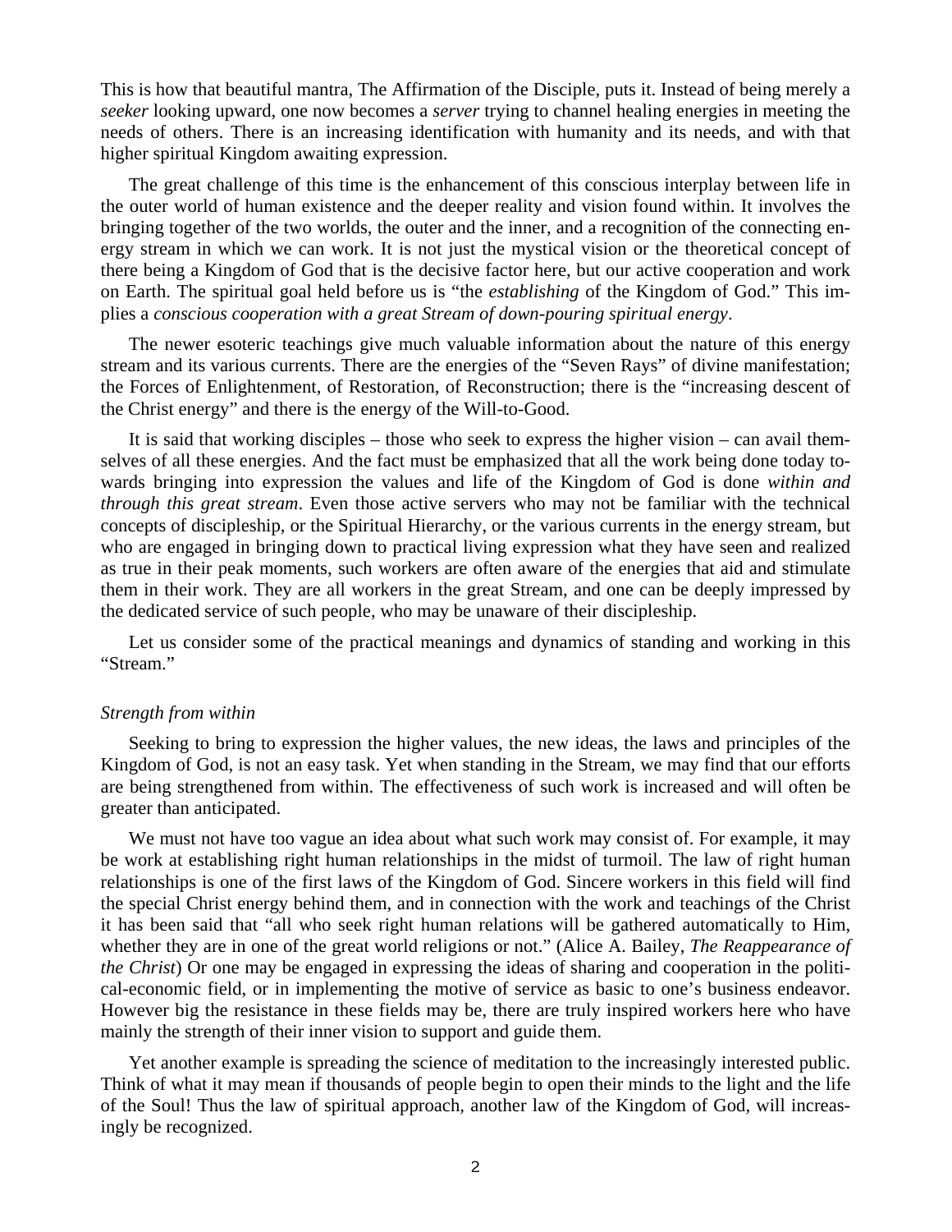This is how that beautiful mantra, The Affirmation of the Disciple, puts it. Instead of being merely a *seeker* looking upward, one now becomes a *server* trying to channel healing energies in meeting the needs of others. There is an increasing identification with humanity and its needs, and with that higher spiritual Kingdom awaiting expression.

The great challenge of this time is the enhancement of this conscious interplay between life in the outer world of human existence and the deeper reality and vision found within. It involves the bringing together of the two worlds, the outer and the inner, and a recognition of the connecting energy stream in which we can work. It is not just the mystical vision or the theoretical concept of there being a Kingdom of God that is the decisive factor here, but our active cooperation and work on Earth. The spiritual goal held before us is "the *establishing* of the Kingdom of God." This implies a *conscious cooperation with a great Stream of down-pouring spiritual energy*.

The newer esoteric teachings give much valuable information about the nature of this energy stream and its various currents. There are the energies of the "Seven Rays" of divine manifestation; the Forces of Enlightenment, of Restoration, of Reconstruction; there is the "increasing descent of the Christ energy" and there is the energy of the Will-to-Good.

It is said that working disciples – those who seek to express the higher vision – can avail themselves of all these energies. And the fact must be emphasized that all the work being done today towards bringing into expression the values and life of the Kingdom of God is done *within and through this great stream*. Even those active servers who may not be familiar with the technical concepts of discipleship, or the Spiritual Hierarchy, or the various currents in the energy stream, but who are engaged in bringing down to practical living expression what they have seen and realized as true in their peak moments, such workers are often aware of the energies that aid and stimulate them in their work. They are all workers in the great Stream, and one can be deeply impressed by the dedicated service of such people, who may be unaware of their discipleship.

Let us consider some of the practical meanings and dynamics of standing and working in this "Stream."

### *Strength from within*

Seeking to bring to expression the higher values, the new ideas, the laws and principles of the Kingdom of God, is not an easy task. Yet when standing in the Stream, we may find that our efforts are being strengthened from within. The effectiveness of such work is increased and will often be greater than anticipated.

We must not have too vague an idea about what such work may consist of. For example, it may be work at establishing right human relationships in the midst of turmoil. The law of right human relationships is one of the first laws of the Kingdom of God. Sincere workers in this field will find the special Christ energy behind them, and in connection with the work and teachings of the Christ it has been said that "all who seek right human relations will be gathered automatically to Him, whether they are in one of the great world religions or not." (Alice A. Bailey, *The Reappearance of the Christ*) Or one may be engaged in expressing the ideas of sharing and cooperation in the political-economic field, or in implementing the motive of service as basic to one's business endeavor. However big the resistance in these fields may be, there are truly inspired workers here who have mainly the strength of their inner vision to support and guide them.

Yet another example is spreading the science of meditation to the increasingly interested public. Think of what it may mean if thousands of people begin to open their minds to the light and the life of the Soul! Thus the law of spiritual approach, another law of the Kingdom of God, will increasingly be recognized.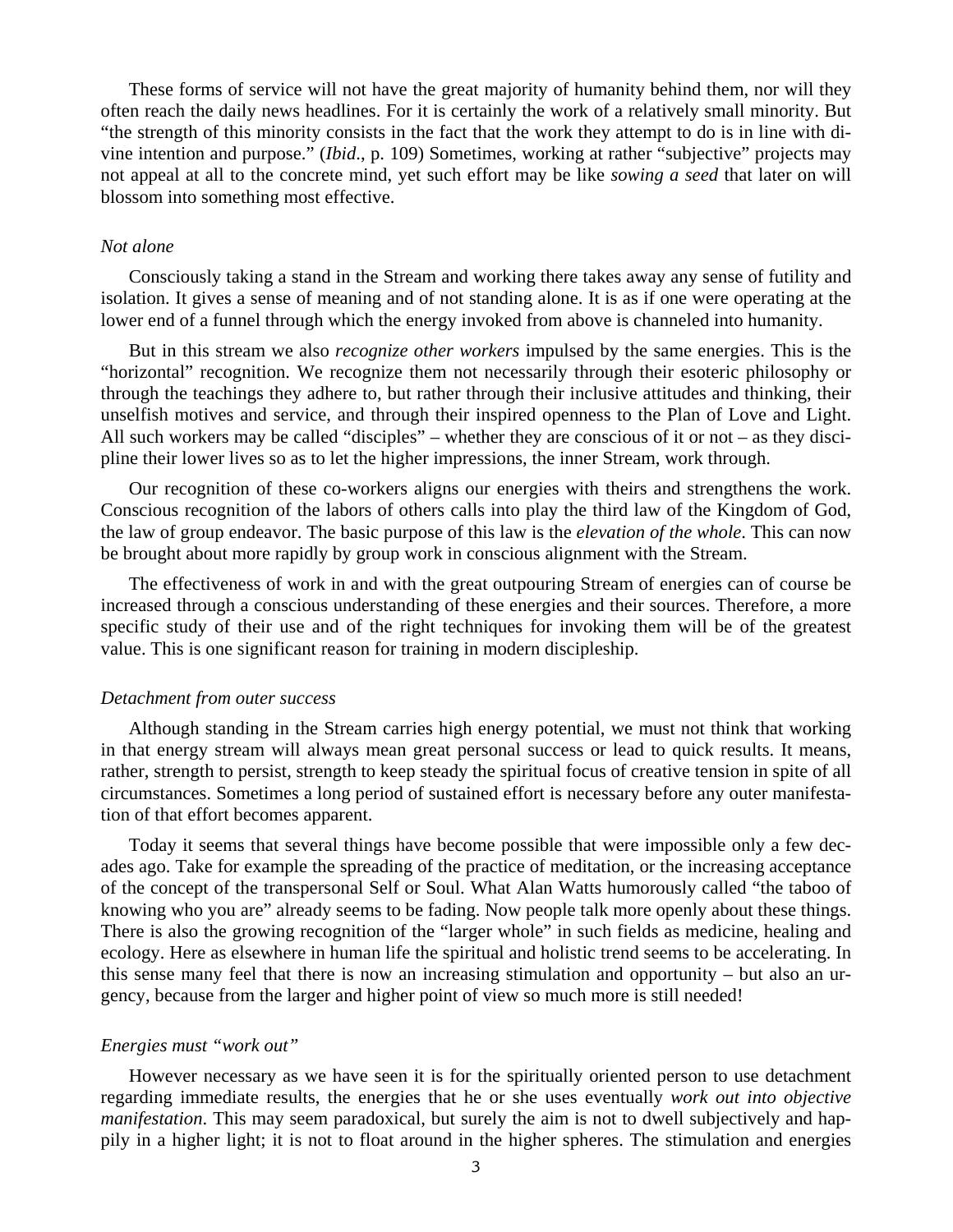These forms of service will not have the great majority of humanity behind them, nor will they often reach the daily news headlines. For it is certainly the work of a relatively small minority. But "the strength of this minority consists in the fact that the work they attempt to do is in line with divine intention and purpose." (*Ibid*., p. 109) Sometimes, working at rather "subjective" projects may not appeal at all to the concrete mind, yet such effort may be like *sowing a seed* that later on will blossom into something most effective.

### *Not alone*

Consciously taking a stand in the Stream and working there takes away any sense of futility and isolation. It gives a sense of meaning and of not standing alone. It is as if one were operating at the lower end of a funnel through which the energy invoked from above is channeled into humanity.

But in this stream we also *recognize other workers* impulsed by the same energies. This is the "horizontal" recognition. We recognize them not necessarily through their esoteric philosophy or through the teachings they adhere to, but rather through their inclusive attitudes and thinking, their unselfish motives and service, and through their inspired openness to the Plan of Love and Light. All such workers may be called "disciples" – whether they are conscious of it or not – as they discipline their lower lives so as to let the higher impressions, the inner Stream, work through.

Our recognition of these co-workers aligns our energies with theirs and strengthens the work. Conscious recognition of the labors of others calls into play the third law of the Kingdom of God, the law of group endeavor. The basic purpose of this law is the *elevation of the whole*. This can now be brought about more rapidly by group work in conscious alignment with the Stream.

The effectiveness of work in and with the great outpouring Stream of energies can of course be increased through a conscious understanding of these energies and their sources. Therefore, a more specific study of their use and of the right techniques for invoking them will be of the greatest value. This is one significant reason for training in modern discipleship.

### *Detachment from outer success*

Although standing in the Stream carries high energy potential, we must not think that working in that energy stream will always mean great personal success or lead to quick results. It means, rather, strength to persist, strength to keep steady the spiritual focus of creative tension in spite of all circumstances. Sometimes a long period of sustained effort is necessary before any outer manifestation of that effort becomes apparent.

Today it seems that several things have become possible that were impossible only a few decades ago. Take for example the spreading of the practice of meditation, or the increasing acceptance of the concept of the transpersonal Self or Soul. What Alan Watts humorously called "the taboo of knowing who you are" already seems to be fading. Now people talk more openly about these things. There is also the growing recognition of the "larger whole" in such fields as medicine, healing and ecology. Here as elsewhere in human life the spiritual and holistic trend seems to be accelerating. In this sense many feel that there is now an increasing stimulation and opportunity – but also an urgency, because from the larger and higher point of view so much more is still needed!

### *Energies must "work out"*

However necessary as we have seen it is for the spiritually oriented person to use detachment regarding immediate results, the energies that he or she uses eventually *work out into objective manifestation*. This may seem paradoxical, but surely the aim is not to dwell subjectively and happily in a higher light; it is not to float around in the higher spheres. The stimulation and energies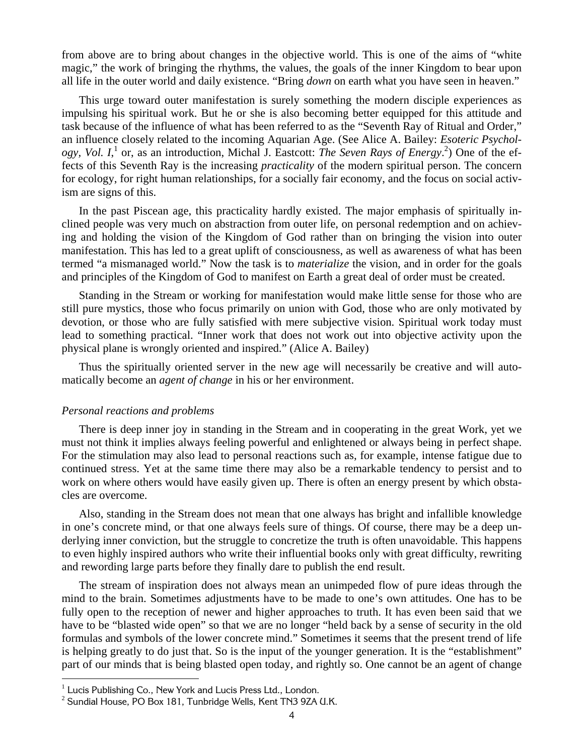from above are to bring about changes in the objective world. This is one of the aims of "white magic," the work of bringing the rhythms, the values, the goals of the inner Kingdom to bear upon all life in the outer world and daily existence. "Bring *down* on earth what you have seen in heaven."

This urge toward outer manifestation is surely something the modern disciple experiences as impulsing his spiritual work. But he or she is also becoming better equipped for this attitude and task because of the influence of what has been referred to as the "Seventh Ray of Ritual and Order," an influence closely related to the incoming Aquarian Age. (See Alice A. Bailey: *Esoteric Psychology, Vol. I*,[1] or, as an introduction, Michal J. Eastcott: *The Seven Rays of Energy*.[2]) One of the effects of this Seventh Ray is the increasing *practicality* of the modern spiritual person. The concern for ecology, for right human relationships, for a socially fair economy, and the focus on social activism are signs of this.

In the past Piscean age, this practicality hardly existed. The major emphasis of spiritually inclined people was very much on abstraction from outer life, on personal redemption and on achieving and holding the vision of the Kingdom of God rather than on bringing the vision into outer manifestation. This has led to a great uplift of consciousness, as well as awareness of what has been termed "a mismanaged world." Now the task is to *materialize* the vision, and in order for the goals and principles of the Kingdom of God to manifest on Earth a great deal of order must be created.

Standing in the Stream or working for manifestation would make little sense for those who are still pure mystics, those who focus primarily on union with God, those who are only motivated by devotion, or those who are fully satisfied with mere subjective vision. Spiritual work today must lead to something practical. "Inner work that does not work out into objective activity upon the physical plane is wrongly oriented and inspired." (Alice A. Bailey)

Thus the spiritually oriented server in the new age will necessarily be creative and will automatically become an *agent of change* in his or her environment.

### *Personal reactions and problems*

There is deep inner joy in standing in the Stream and in cooperating in the great Work, yet we must not think it implies always feeling powerful and enlightened or always being in perfect shape. For the stimulation may also lead to personal reactions such as, for example, intense fatigue due to continued stress. Yet at the same time there may also be a remarkable tendency to persist and to work on where others would have easily given up. There is often an energy present by which obstacles are overcome.

Also, standing in the Stream does not mean that one always has bright and infallible knowledge in one's concrete mind, or that one always feels sure of things. Of course, there may be a deep underlying inner conviction, but the struggle to concretize the truth is often unavoidable. This happens to even highly inspired authors who write their influential books only with great difficulty, rewriting and rewording large parts before they finally dare to publish the end result.

The stream of inspiration does not always mean an unimpeded flow of pure ideas through the mind to the brain. Sometimes adjustments have to be made to one's own attitudes. One has to be fully open to the reception of newer and higher approaches to truth. It has even been said that we have to be "blasted wide open" so that we are no longer "held back by a sense of security in the old formulas and symbols of the lower concrete mind." Sometimes it seems that the present trend of life is helping greatly to do just that. So is the input of the younger generation. It is the "establishment" part of our minds that is being blasted open today, and rightly so. One cannot be an agent of change

[1] Lucis Publishing Co., New York and Lucis Press Ltd., London.

[2] Sundial House, PO Box 181, Tunbridge Wells, Kent TN3 9ZA U.K.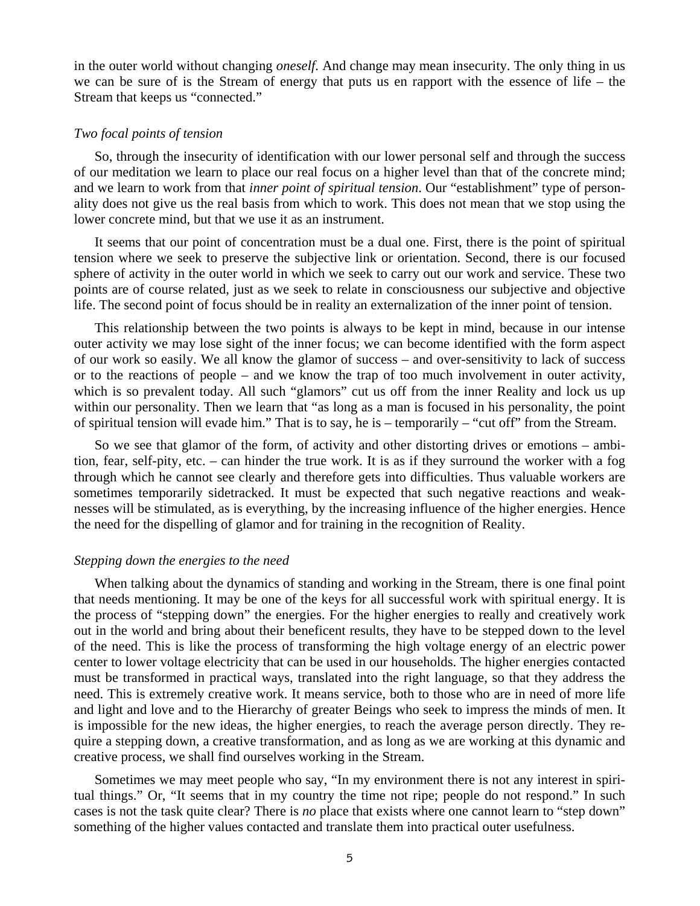in the outer world without changing *oneself*. And change may mean insecurity. The only thing in us we can be sure of is the Stream of energy that puts us en rapport with the essence of life – the Stream that keeps us "connected."

### *Two focal points of tension*

So, through the insecurity of identification with our lower personal self and through the success of our meditation we learn to place our real focus on a higher level than that of the concrete mind; and we learn to work from that *inner point of spiritual tension*. Our "establishment" type of personality does not give us the real basis from which to work. This does not mean that we stop using the lower concrete mind, but that we use it as an instrument.

It seems that our point of concentration must be a dual one. First, there is the point of spiritual tension where we seek to preserve the subjective link or orientation. Second, there is our focused sphere of activity in the outer world in which we seek to carry out our work and service. These two points are of course related, just as we seek to relate in consciousness our subjective and objective life. The second point of focus should be in reality an externalization of the inner point of tension.

This relationship between the two points is always to be kept in mind, because in our intense outer activity we may lose sight of the inner focus; we can become identified with the form aspect of our work so easily. We all know the glamor of success – and over-sensitivity to lack of success or to the reactions of people – and we know the trap of too much involvement in outer activity, which is so prevalent today. All such "glamors" cut us off from the inner Reality and lock us up within our personality. Then we learn that "as long as a man is focused in his personality, the point of spiritual tension will evade him." That is to say, he is – temporarily – "cut off" from the Stream.

So we see that glamor of the form, of activity and other distorting drives or emotions – ambition, fear, self-pity, etc. – can hinder the true work. It is as if they surround the worker with a fog through which he cannot see clearly and therefore gets into difficulties. Thus valuable workers are sometimes temporarily sidetracked. It must be expected that such negative reactions and weaknesses will be stimulated, as is everything, by the increasing influence of the higher energies. Hence the need for the dispelling of glamor and for training in the recognition of Reality.

### *Stepping down the energies to the need*

When talking about the dynamics of standing and working in the Stream, there is one final point that needs mentioning. It may be one of the keys for all successful work with spiritual energy. It is the process of "stepping down" the energies. For the higher energies to really and creatively work out in the world and bring about their beneficent results, they have to be stepped down to the level of the need. This is like the process of transforming the high voltage energy of an electric power center to lower voltage electricity that can be used in our households. The higher energies contacted must be transformed in practical ways, translated into the right language, so that they address the need. This is extremely creative work. It means service, both to those who are in need of more life and light and love and to the Hierarchy of greater Beings who seek to impress the minds of men. It is impossible for the new ideas, the higher energies, to reach the average person directly. They require a stepping down, a creative transformation, and as long as we are working at this dynamic and creative process, we shall find ourselves working in the Stream.

Sometimes we may meet people who say, "In my environment there is not any interest in spiritual things." Or, "It seems that in my country the time not ripe; people do not respond." In such cases is not the task quite clear? There is *no* place that exists where one cannot learn to "step down" something of the higher values contacted and translate them into practical outer usefulness.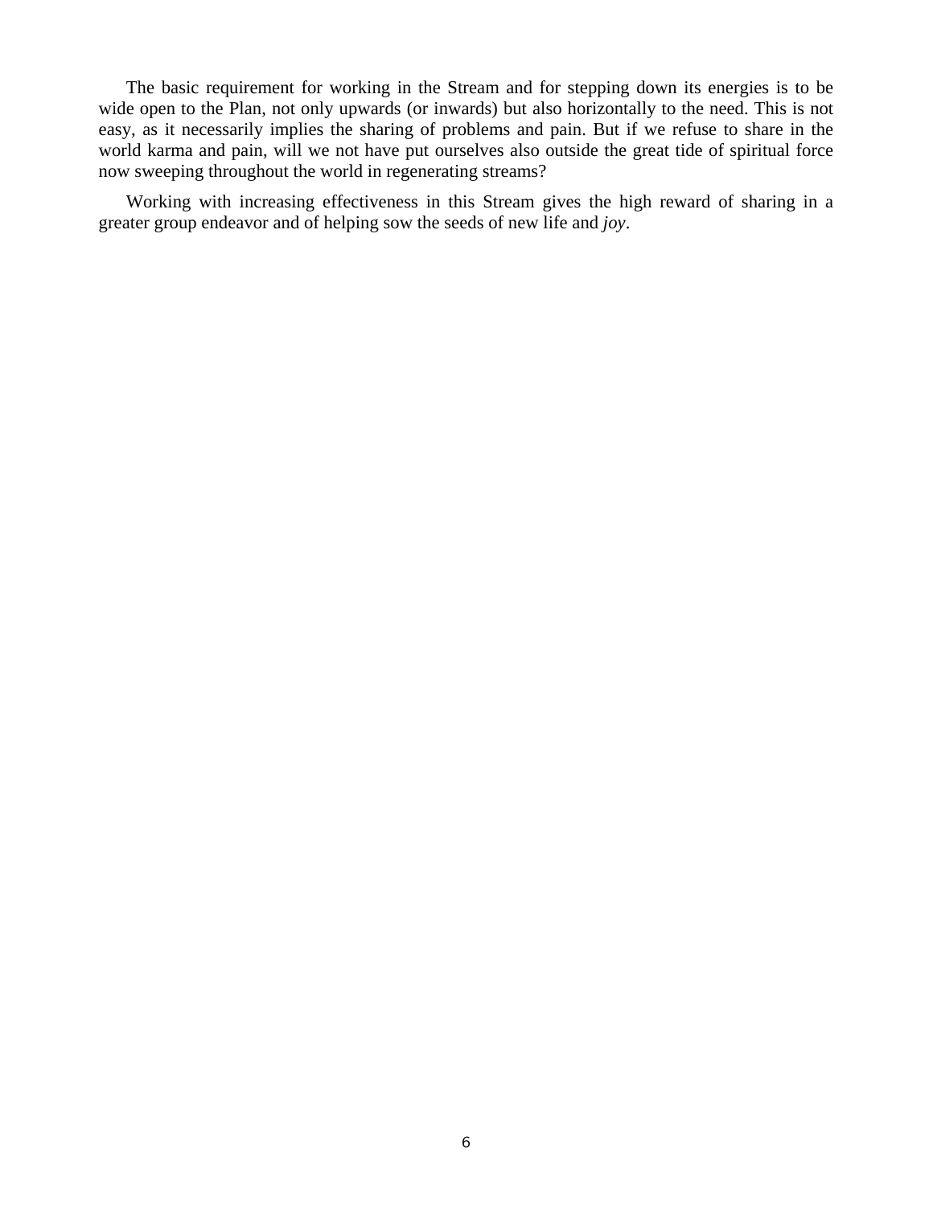The basic requirement for working in the Stream and for stepping down its energies is to be wide open to the Plan, not only upwards (or inwards) but also horizontally to the need. This is not easy, as it necessarily implies the sharing of problems and pain. But if we refuse to share in the world karma and pain, will we not have put ourselves also outside the great tide of spiritual force now sweeping throughout the world in regenerating streams?

Working with increasing effectiveness in this Stream gives the high reward of sharing in a greater group endeavor and of helping sow the seeds of new life and *joy*.